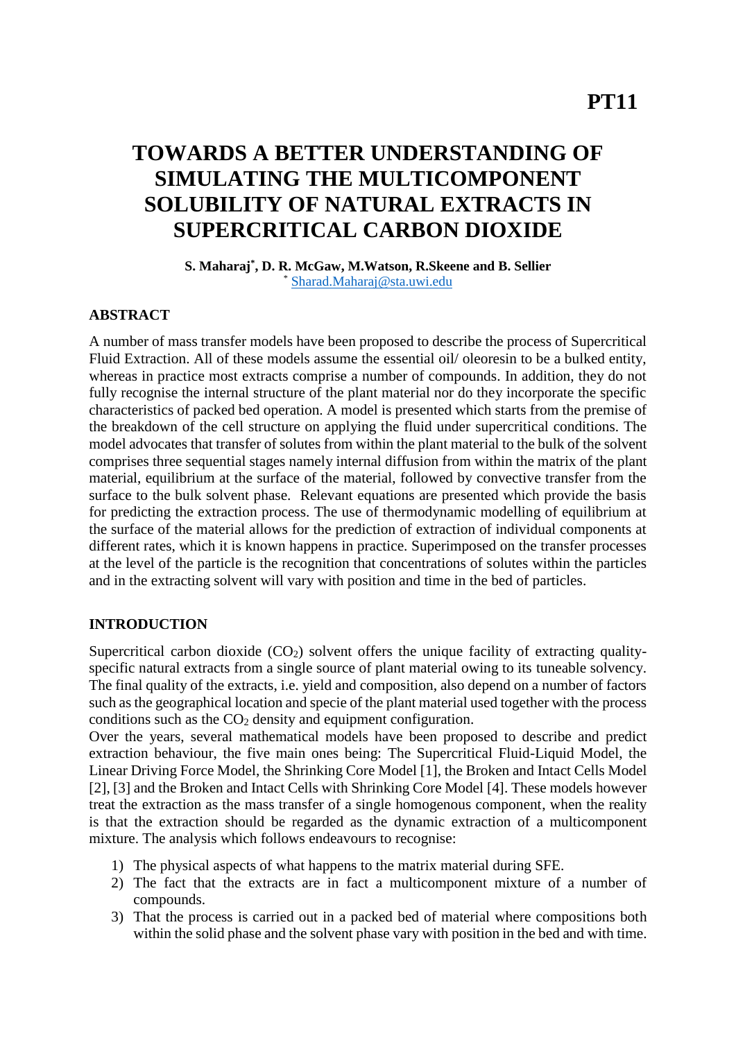**PT11**

# TOWARDS A BETTER UNDERSTANDING OF SIMULATING THE MULTICOMPONENT SOLUBILITY OF NATURAL EXTRACTS IN SUPERCRITICAL CARBON DIOXIDE

**S. Maharaj*, D. R. McGaw, M.Watson, R.Skeene and B. Sellier**
* Sharad.Maharaj@sta.uwi.edu

## ABSTRACT

A number of mass transfer models have been proposed to describe the process of Supercritical Fluid Extraction. All of these models assume the essential oil/ oleoresin to be a bulked entity, whereas in practice most extracts comprise a number of compounds. In addition, they do not fully recognise the internal structure of the plant material nor do they incorporate the specific characteristics of packed bed operation. A model is presented which starts from the premise of the breakdown of the cell structure on applying the fluid under supercritical conditions. The model advocates that transfer of solutes from within the plant material to the bulk of the solvent comprises three sequential stages namely internal diffusion from within the matrix of the plant material, equilibrium at the surface of the material, followed by convective transfer from the surface to the bulk solvent phase. Relevant equations are presented which provide the basis for predicting the extraction process. The use of thermodynamic modelling of equilibrium at the surface of the material allows for the prediction of extraction of individual components at different rates, which it is known happens in practice. Superimposed on the transfer processes at the level of the particle is the recognition that concentrations of solutes within the particles and in the extracting solvent will vary with position and time in the bed of particles.

## INTRODUCTION

Supercritical carbon dioxide ($CO_2$) solvent offers the unique facility of extracting quality-specific natural extracts from a single source of plant material owing to its tuneable solvency. The final quality of the extracts, i.e. yield and composition, also depend on a number of factors such as the geographical location and specie of the plant material used together with the process conditions such as the $CO_2$ density and equipment configuration.

Over the years, several mathematical models have been proposed to describe and predict extraction behaviour, the five main ones being: The Supercritical Fluid-Liquid Model, the Linear Driving Force Model, the Shrinking Core Model [1], the Broken and Intact Cells Model [2], [3] and the Broken and Intact Cells with Shrinking Core Model [4]. These models however treat the extraction as the mass transfer of a single homogenous component, when the reality is that the extraction should be regarded as the dynamic extraction of a multicomponent mixture. The analysis which follows endeavours to recognise:

1) The physical aspects of what happens to the matrix material during SFE.
2) The fact that the extracts are in fact a multicomponent mixture of a number of compounds.
3) That the process is carried out in a packed bed of material where compositions both within the solid phase and the solvent phase vary with position in the bed and with time.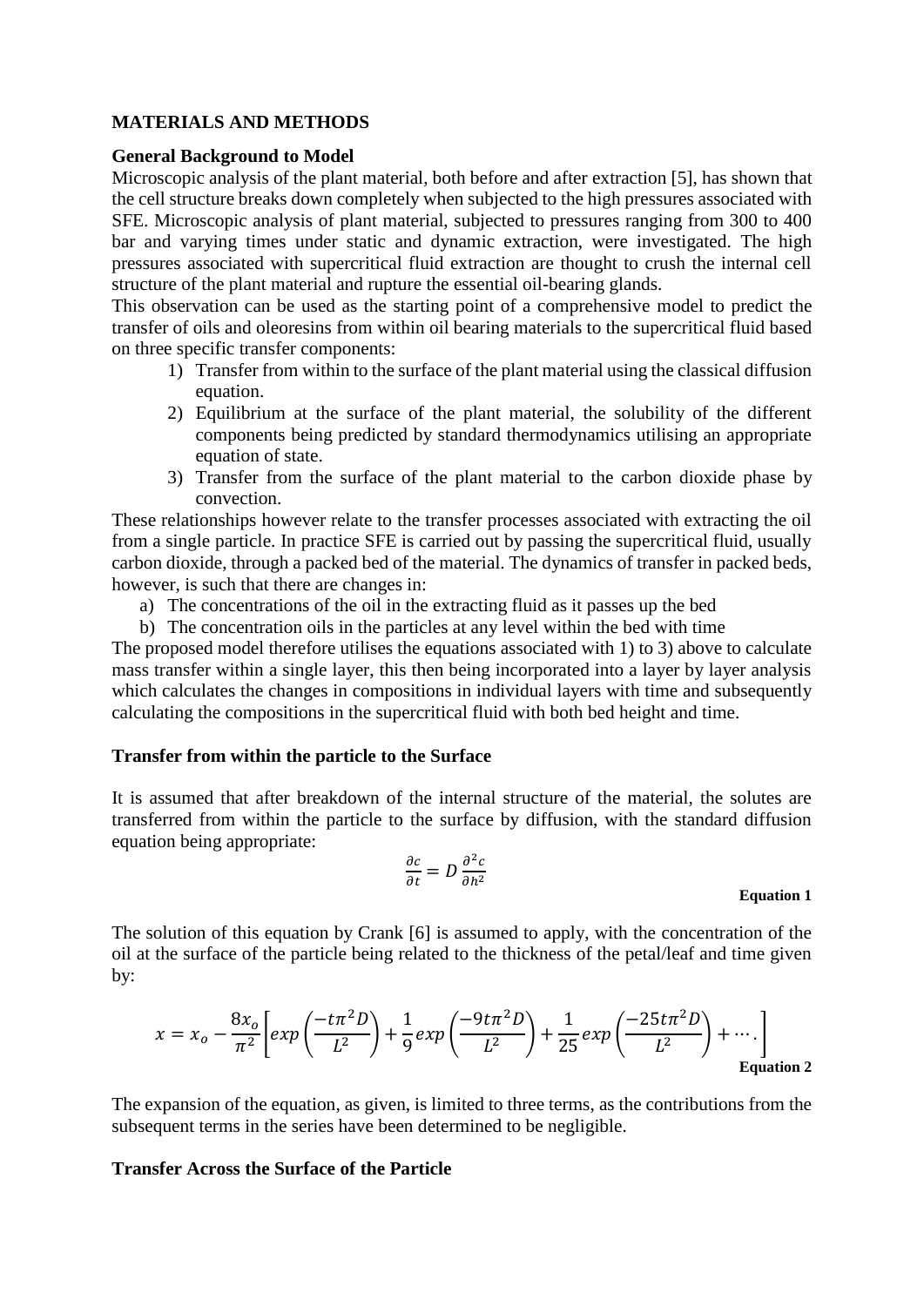## MATERIALS AND METHODS

### General Background to Model

Microscopic analysis of the plant material, both before and after extraction [5], has shown that the cell structure breaks down completely when subjected to the high pressures associated with SFE. Microscopic analysis of plant material, subjected to pressures ranging from 300 to 400 bar and varying times under static and dynamic extraction, were investigated. The high pressures associated with supercritical fluid extraction are thought to crush the internal cell structure of the plant material and rupture the essential oil-bearing glands.

This observation can be used as the starting point of a comprehensive model to predict the transfer of oils and oleoresins from within oil bearing materials to the supercritical fluid based on three specific transfer components:

1) Transfer from within to the surface of the plant material using the classical diffusion equation.
2) Equilibrium at the surface of the plant material, the solubility of the different components being predicted by standard thermodynamics utilising an appropriate equation of state.
3) Transfer from the surface of the plant material to the carbon dioxide phase by convection.

These relationships however relate to the transfer processes associated with extracting the oil from a single particle. In practice SFE is carried out by passing the supercritical fluid, usually carbon dioxide, through a packed bed of the material. The dynamics of transfer in packed beds, however, is such that there are changes in:

a) The concentrations of the oil in the extracting fluid as it passes up the bed
b) The concentration oils in the particles at any level within the bed with time

The proposed model therefore utilises the equations associated with 1) to 3) above to calculate mass transfer within a single layer, this then being incorporated into a layer by layer analysis which calculates the changes in compositions in individual layers with time and subsequently calculating the compositions in the supercritical fluid with both bed height and time.

### Transfer from within the particle to the Surface

It is assumed that after breakdown of the internal structure of the material, the solutes are transferred from within the particle to the surface by diffusion, with the standard diffusion equation being appropriate:

$$\frac{\partial c}{\partial t} = D\frac{\partial^2 c}{\partial h^2}$$

**Equation 1**

The solution of this equation by Crank [6] is assumed to apply, with the concentration of the oil at the surface of the particle being related to the thickness of the petal/leaf and time given by:

$$x = x_o - \frac{8x_o}{\pi^2}\left[exp\left(\frac{-t\pi^2 D}{L^2}\right) + \frac{1}{9}exp\left(\frac{-9t\pi^2 D}{L^2}\right) + \frac{1}{25}exp\left(\frac{-25t\pi^2 D}{L^2}\right) + \cdots.\right]$$

**Equation 2**

The expansion of the equation, as given, is limited to three terms, as the contributions from the subsequent terms in the series have been determined to be negligible.

### Transfer Across the Surface of the Particle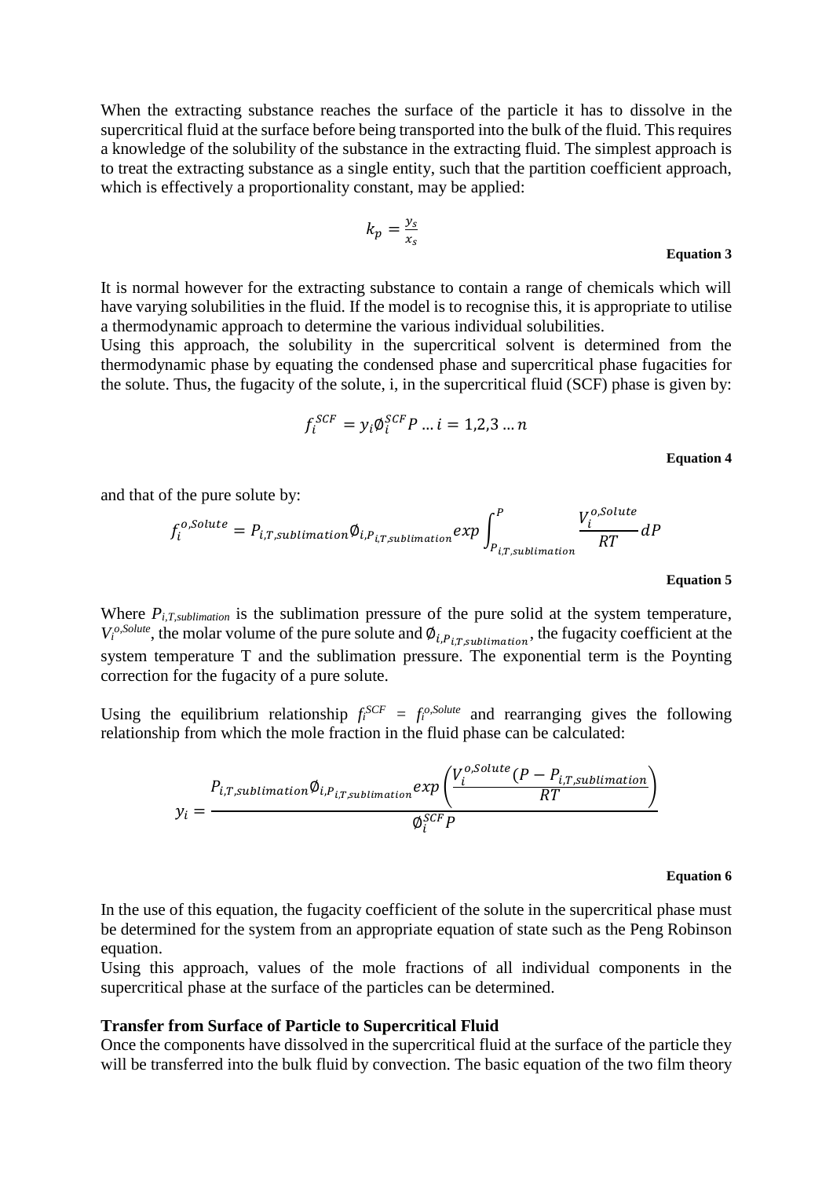When the extracting substance reaches the surface of the particle it has to dissolve in the supercritical fluid at the surface before being transported into the bulk of the fluid. This requires a knowledge of the solubility of the substance in the extracting fluid. The simplest approach is to treat the extracting substance as a single entity, such that the partition coefficient approach, which is effectively a proportionality constant, may be applied:

$$k_p = \frac{y_s}{x_s}$$

**Equation 3**

It is normal however for the extracting substance to contain a range of chemicals which will have varying solubilities in the fluid. If the model is to recognise this, it is appropriate to utilise a thermodynamic approach to determine the various individual solubilities.

Using this approach, the solubility in the supercritical solvent is determined from the thermodynamic phase by equating the condensed phase and supercritical phase fugacities for the solute. Thus, the fugacity of the solute, i, in the supercritical fluid (SCF) phase is given by:

$$f_i^{SCF} = y_i \emptyset_i^{SCF} P \ldots i = 1,2,3 \ldots n$$

**Equation 4**

and that of the pure solute by:

$$f_i^{o,Solute} = P_{i,T,sublimation} \emptyset_{i,P_{i,T,sublimation}} exp \int_{P_{i,T,sublimation}}^{P} \frac{V_i^{o,Solute}}{RT} dP$$

**Equation 5**

Where $P_{i,T,sublimation}$ is the sublimation pressure of the pure solid at the system temperature, $V_i^{o,Solute}$, the molar volume of the pure solute and $\emptyset_{i,P_{i,T,sublimation}}$, the fugacity coefficient at the system temperature T and the sublimation pressure. The exponential term is the Poynting correction for the fugacity of a pure solute.

Using the equilibrium relationship $f_i^{SCF} = f_i^{o,Solute}$ and rearranging gives the following relationship from which the mole fraction in the fluid phase can be calculated:

$$y_i = \frac{P_{i,T,sublimation} \emptyset_{i,P_{i,T,sublimation}} exp\left(\frac{V_i^{o,Solute}(P - P_{i,T,sublimation}}{RT}\right)}{\emptyset_i^{SCF} P}$$

**Equation 6**

In the use of this equation, the fugacity coefficient of the solute in the supercritical phase must be determined for the system from an appropriate equation of state such as the Peng Robinson equation.

Using this approach, values of the mole fractions of all individual components in the supercritical phase at the surface of the particles can be determined.

**Transfer from Surface of Particle to Supercritical Fluid**

Once the components have dissolved in the supercritical fluid at the surface of the particle they will be transferred into the bulk fluid by convection. The basic equation of the two film theory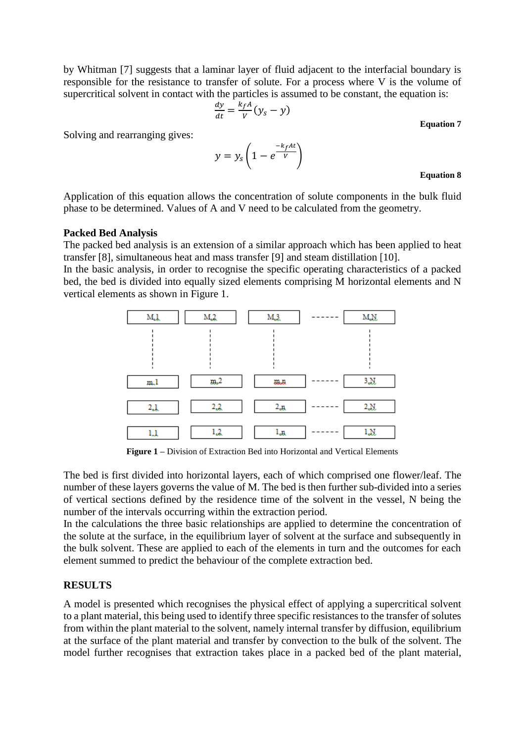by Whitman [7] suggests that a laminar layer of fluid adjacent to the interfacial boundary is responsible for the resistance to transfer of solute. For a process where V is the volume of supercritical solvent in contact with the particles is assumed to be constant, the equation is:

$$\frac{dy}{dt} = \frac{k_f A}{V}(y_s - y)$$

**Equation 7**

Solving and rearranging gives:

$$y = y_s\left(1 - e^{\frac{-k_f A t}{V}}\right)$$

**Equation 8**

Application of this equation allows the concentration of solute components in the bulk fluid phase to be determined. Values of A and V need to be calculated from the geometry.

**Packed Bed Analysis**

The packed bed analysis is an extension of a similar approach which has been applied to heat transfer [8], simultaneous heat and mass transfer [9] and steam distillation [10].

In the basic analysis, in order to recognise the specific operating characteristics of a packed bed, the bed is divided into equally sized elements comprising M horizontal elements and N vertical elements as shown in Figure 1.

| M,1 | M,2 | M,3 | ------ | M,N |
|---|---|---|---|---|
| ⋮ | ⋮ | ⋮ | | ⋮ |
| m,1 | m,2 | m,n | ------ | 3,N |
| 2,1 | 2,2 | 2,n | ------ | 2,N |
| 1,1 | 1,2 | 1,n | ------ | 1,N |

**Figure 1** – Division of Extraction Bed into Horizontal and Vertical Elements

The bed is first divided into horizontal layers, each of which comprised one flower/leaf. The number of these layers governs the value of M. The bed is then further sub-divided into a series of vertical sections defined by the residence time of the solvent in the vessel, N being the number of the intervals occurring within the extraction period.

In the calculations the three basic relationships are applied to determine the concentration of the solute at the surface, in the equilibrium layer of solvent at the surface and subsequently in the bulk solvent. These are applied to each of the elements in turn and the outcomes for each element summed to predict the behaviour of the complete extraction bed.

**RESULTS**

A model is presented which recognises the physical effect of applying a supercritical solvent to a plant material, this being used to identify three specific resistances to the transfer of solutes from within the plant material to the solvent, namely internal transfer by diffusion, equilibrium at the surface of the plant material and transfer by convection to the bulk of the solvent. The model further recognises that extraction takes place in a packed bed of the plant material,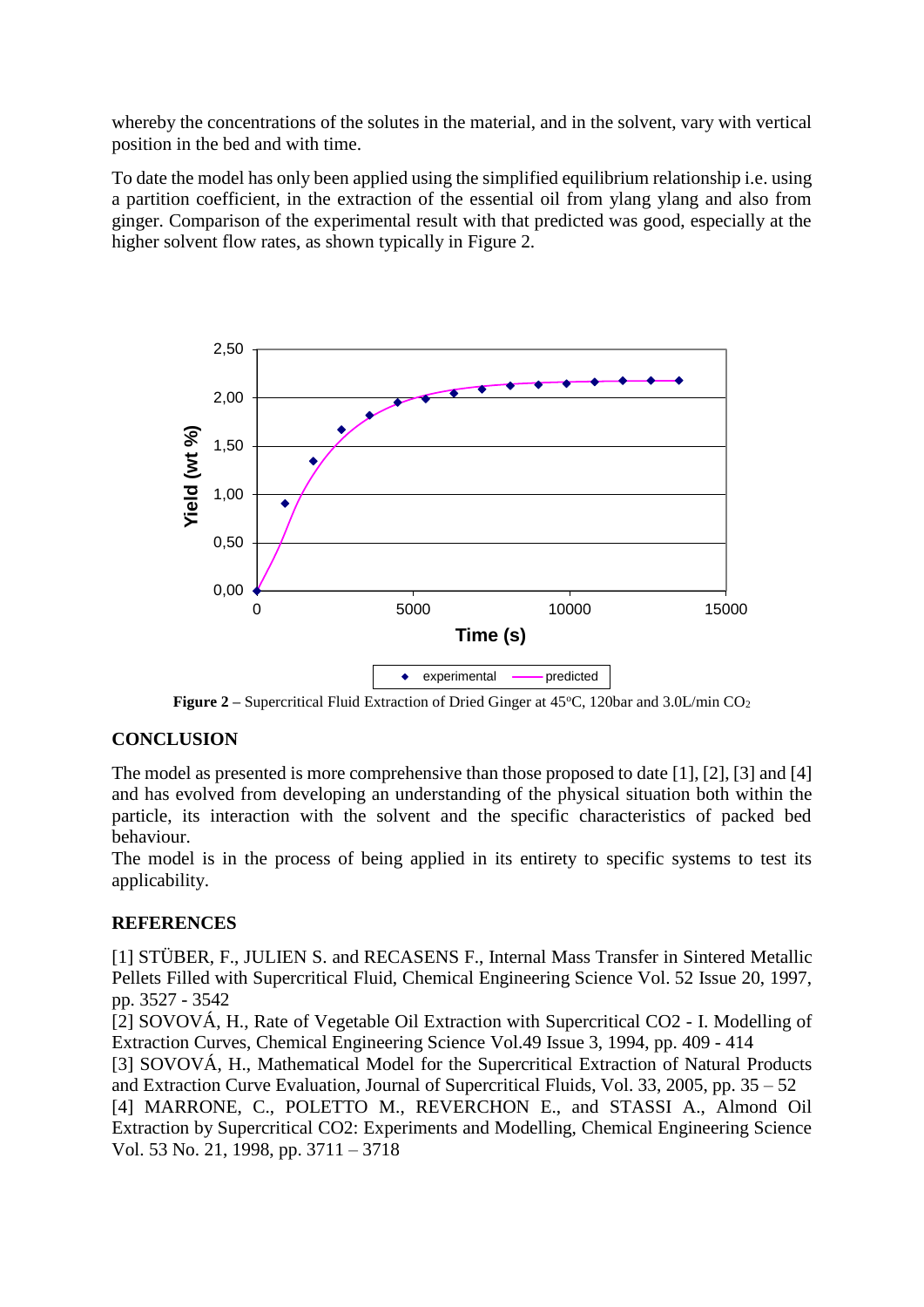whereby the concentrations of the solutes in the material, and in the solvent, vary with vertical position in the bed and with time.

To date the model has only been applied using the simplified equilibrium relationship i.e. using a partition coefficient, in the extraction of the essential oil from ylang ylang and also from ginger. Comparison of the experimental result with that predicted was good, especially at the higher solvent flow rates, as shown typically in Figure 2.

**Figure 2** – Supercritical Fluid Extraction of Dried Ginger at 45°C, 120bar and 3.0L/min $CO_2$

## CONCLUSION

The model as presented is more comprehensive than those proposed to date [1], [2], [3] and [4] and has evolved from developing an understanding of the physical situation both within the particle, its interaction with the solvent and the specific characteristics of packed bed behaviour.

The model is in the process of being applied in its entirety to specific systems to test its applicability.

## REFERENCES

[1] STÜBER, F., JULIEN S. and RECASENS F., Internal Mass Transfer in Sintered Metallic Pellets Filled with Supercritical Fluid, Chemical Engineering Science Vol. 52 Issue 20, 1997, pp. 3527 - 3542

[2] SOVOVÁ, H., Rate of Vegetable Oil Extraction with Supercritical CO2 - I. Modelling of Extraction Curves, Chemical Engineering Science Vol.49 Issue 3, 1994, pp. 409 - 414

[3] SOVOVÁ, H., Mathematical Model for the Supercritical Extraction of Natural Products and Extraction Curve Evaluation, Journal of Supercritical Fluids, Vol. 33, 2005, pp. 35 – 52

[4] MARRONE, C., POLETTO M., REVERCHON E., and STASSI A., Almond Oil Extraction by Supercritical CO2: Experiments and Modelling, Chemical Engineering Science Vol. 53 No. 21, 1998, pp. 3711 – 3718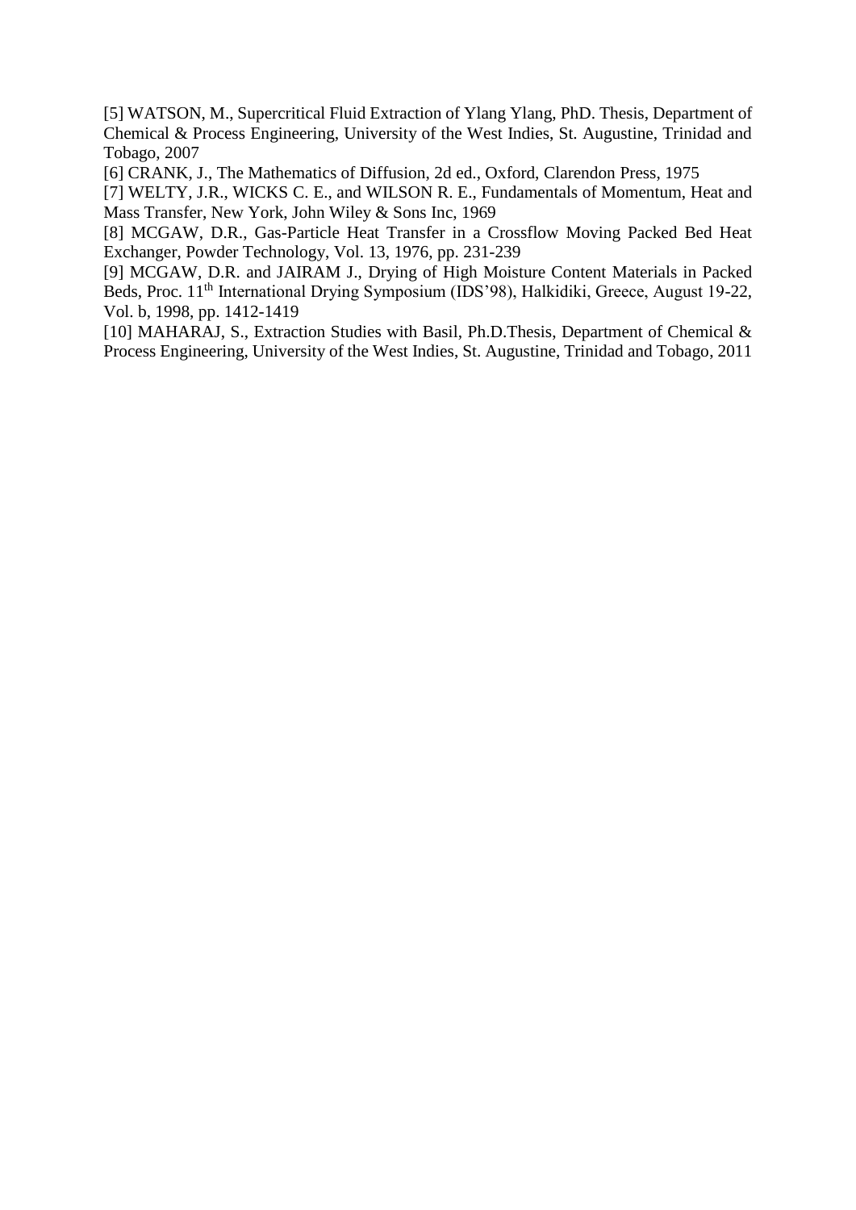[5] WATSON, M., Supercritical Fluid Extraction of Ylang Ylang, PhD. Thesis, Department of Chemical & Process Engineering, University of the West Indies, St. Augustine, Trinidad and Tobago, 2007

[6] CRANK, J., The Mathematics of Diffusion, 2d ed., Oxford, Clarendon Press, 1975

[7] WELTY, J.R., WICKS C. E., and WILSON R. E., Fundamentals of Momentum, Heat and Mass Transfer, New York, John Wiley & Sons Inc, 1969

[8] MCGAW, D.R., Gas-Particle Heat Transfer in a Crossflow Moving Packed Bed Heat Exchanger, Powder Technology, Vol. 13, 1976, pp. 231-239

[9] MCGAW, D.R. and JAIRAM J., Drying of High Moisture Content Materials in Packed Beds, Proc. 11th International Drying Symposium (IDS'98), Halkidiki, Greece, August 19-22, Vol. b, 1998, pp. 1412-1419

[10] MAHARAJ, S., Extraction Studies with Basil, Ph.D.Thesis, Department of Chemical & Process Engineering, University of the West Indies, St. Augustine, Trinidad and Tobago, 2011